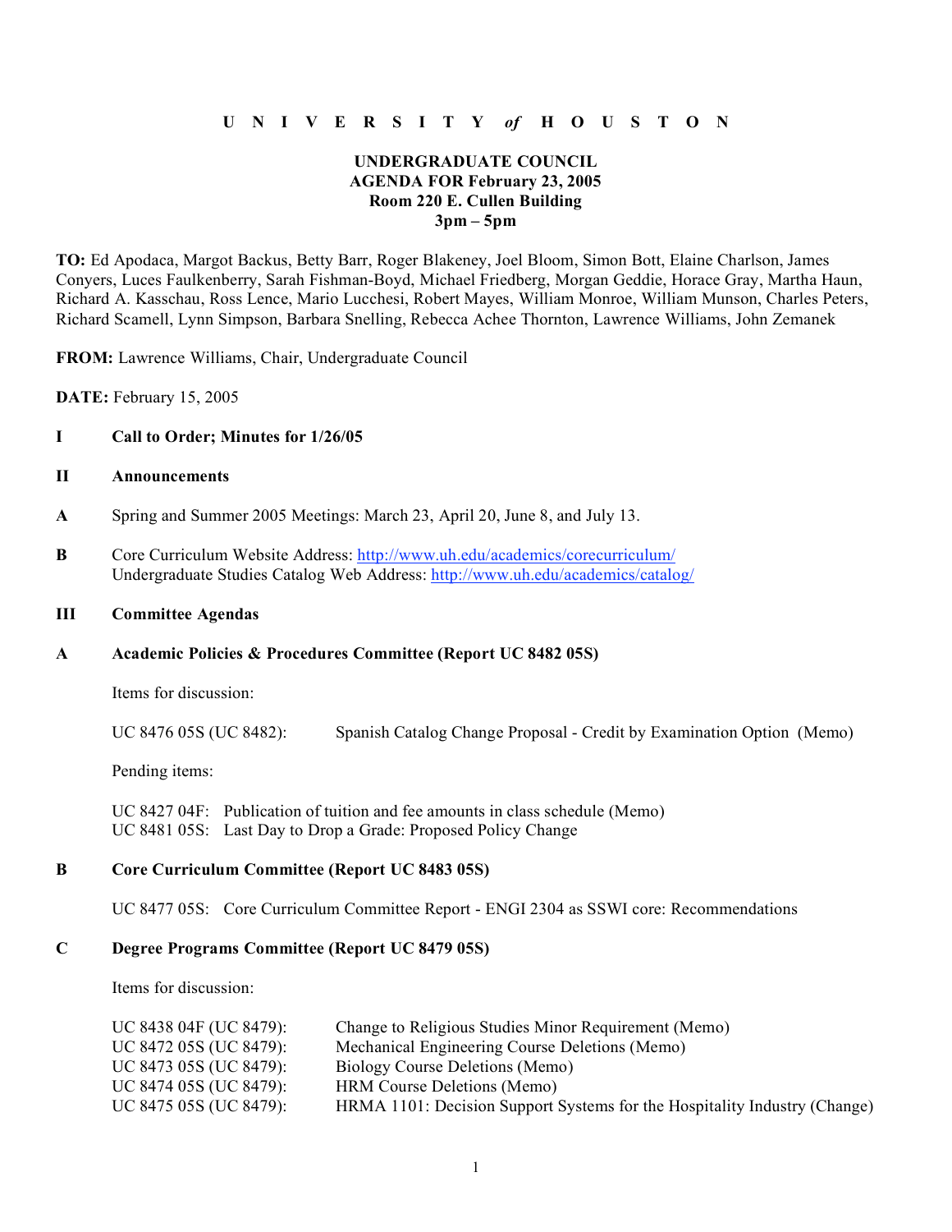# U N I V E R S I T Y *of* H O U S T O N

## UNDERGRADUATE COUNCIL
## AGENDA FOR February 23, 2005
## Room 220 E. Cullen Building
## 3pm – 5pm

**TO:** Ed Apodaca, Margot Backus, Betty Barr, Roger Blakeney, Joel Bloom, Simon Bott, Elaine Charlson, James Conyers, Luces Faulkenberry, Sarah Fishman-Boyd, Michael Friedberg, Morgan Geddie, Horace Gray, Martha Haun, Richard A. Kasschau, Ross Lence, Mario Lucchesi, Robert Mayes, William Monroe, William Munson, Charles Peters, Richard Scamell, Lynn Simpson, Barbara Snelling, Rebecca Achee Thornton, Lawrence Williams, John Zemanek

**FROM:** Lawrence Williams, Chair, Undergraduate Council

**DATE:** February 15, 2005

**I Call to Order; Minutes for 1/26/05**

**II Announcements**

**A** Spring and Summer 2005 Meetings: March 23, April 20, June 8, and July 13.

**B** Core Curriculum Website Address: http://www.uh.edu/academics/corecurriculum/
Undergraduate Studies Catalog Web Address: http://www.uh.edu/academics/catalog/

**III Committee Agendas**

**A Academic Policies & Procedures Committee (Report UC 8482 05S)**

Items for discussion:

UC 8476 05S (UC 8482): Spanish Catalog Change Proposal - Credit by Examination Option (Memo)

Pending items:

UC 8427 04F: Publication of tuition and fee amounts in class schedule (Memo)
UC 8481 05S: Last Day to Drop a Grade: Proposed Policy Change

**B Core Curriculum Committee (Report UC 8483 05S)**

UC 8477 05S: Core Curriculum Committee Report - ENGI 2304 as SSWI core: Recommendations

**C Degree Programs Committee (Report UC 8479 05S)**

Items for discussion:

UC 8438 04F (UC 8479): Change to Religious Studies Minor Requirement (Memo)
UC 8472 05S (UC 8479): Mechanical Engineering Course Deletions (Memo)
UC 8473 05S (UC 8479): Biology Course Deletions (Memo)
UC 8474 05S (UC 8479): HRM Course Deletions (Memo)
UC 8475 05S (UC 8479): HRMA 1101: Decision Support Systems for the Hospitality Industry (Change)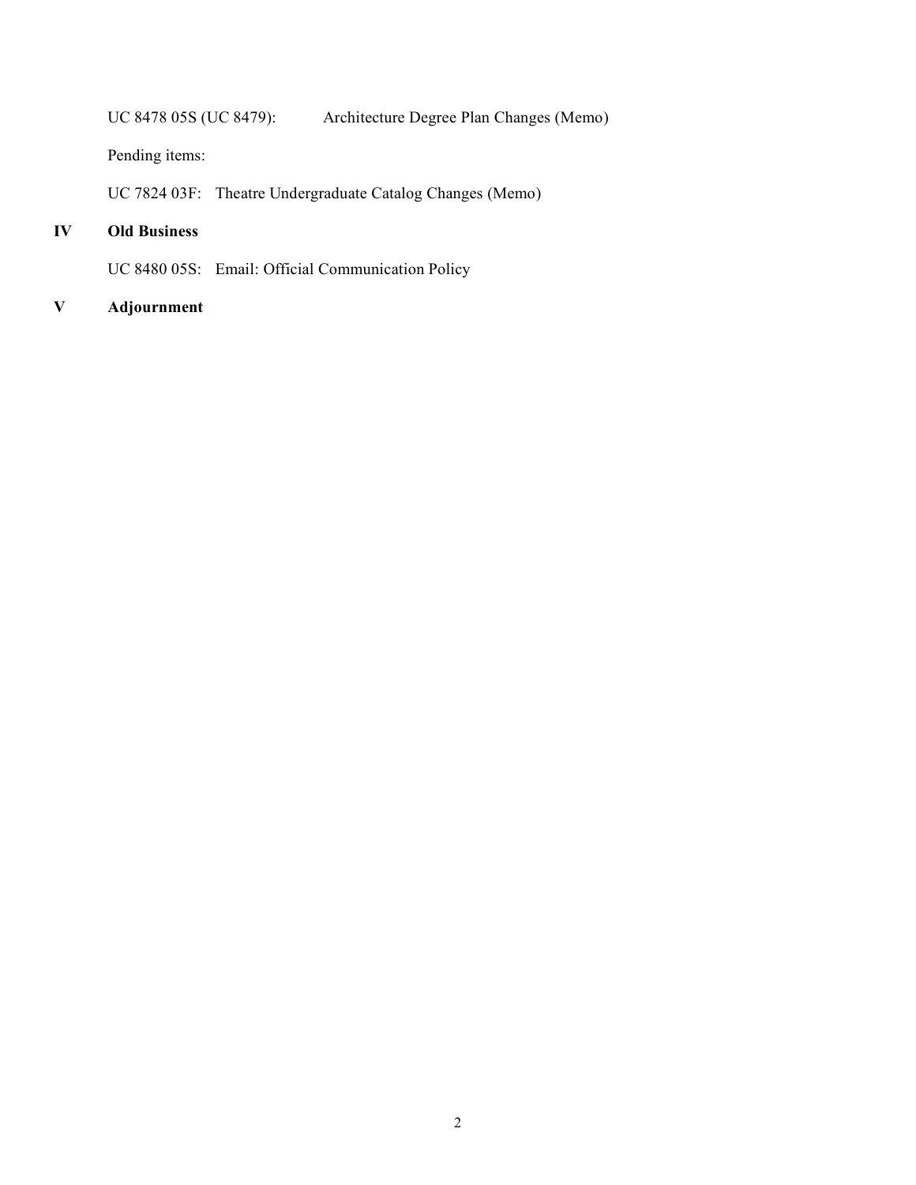UC 8478 05S (UC 8479): Architecture Degree Plan Changes (Memo)

Pending items:

UC 7824 03F: Theatre Undergraduate Catalog Changes (Memo)

## IV Old Business

UC 8480 05S: Email: Official Communication Policy

## V Adjournment